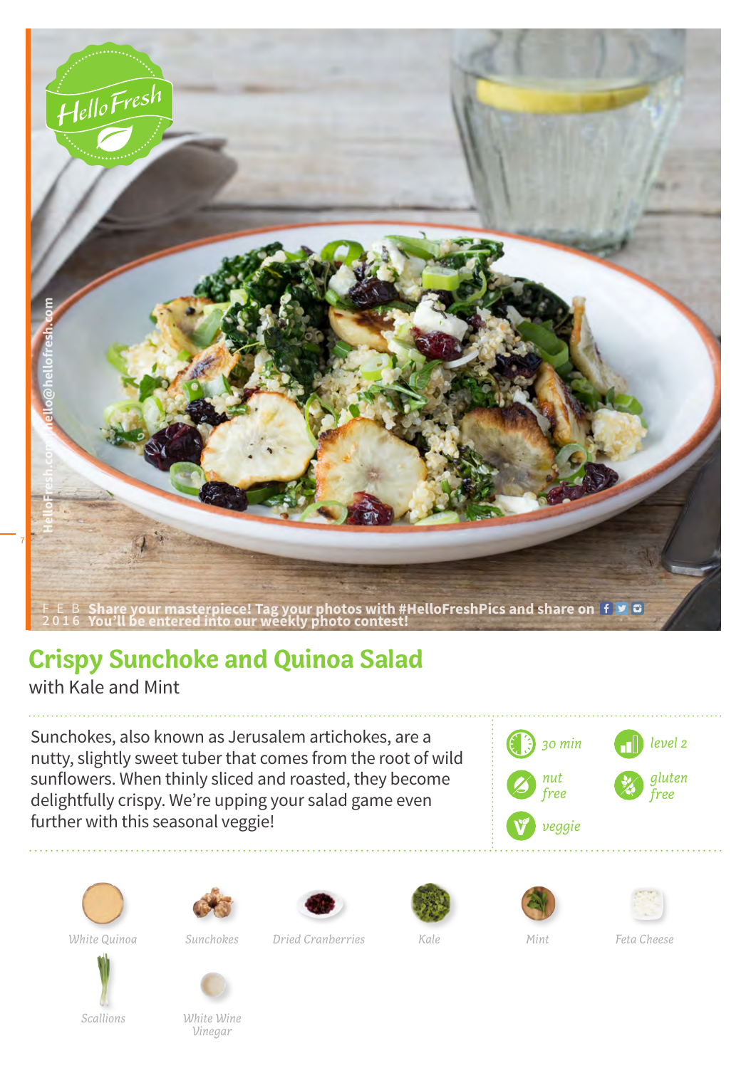HelloFresh

FEB 2016 Share your masterpiece! Tag your photos with #HelloFreshPics and share on
You'll be entered into our weekly photo contest!

HelloFresh.com | hello@hellofresh.com

# Crispy Sunchoke and Quinoa Salad

with Kale and Mint

Sunchokes, also known as Jerusalem artichokes, are a nutty, slightly sweet tuber that comes from the root of wild sunflowers. When thinly sliced and roasted, they become delightfully crispy. We're upping your salad game even further with this seasonal veggie!

*30 min*

*level 2*

*nut free*

*gluten free*

*veggie*

*White Quinoa*

*Sunchokes*

*Dried Cranberries*

*Kale*

*Mint*

*Feta Cheese*

*Scallions*

*White Wine Vinegar*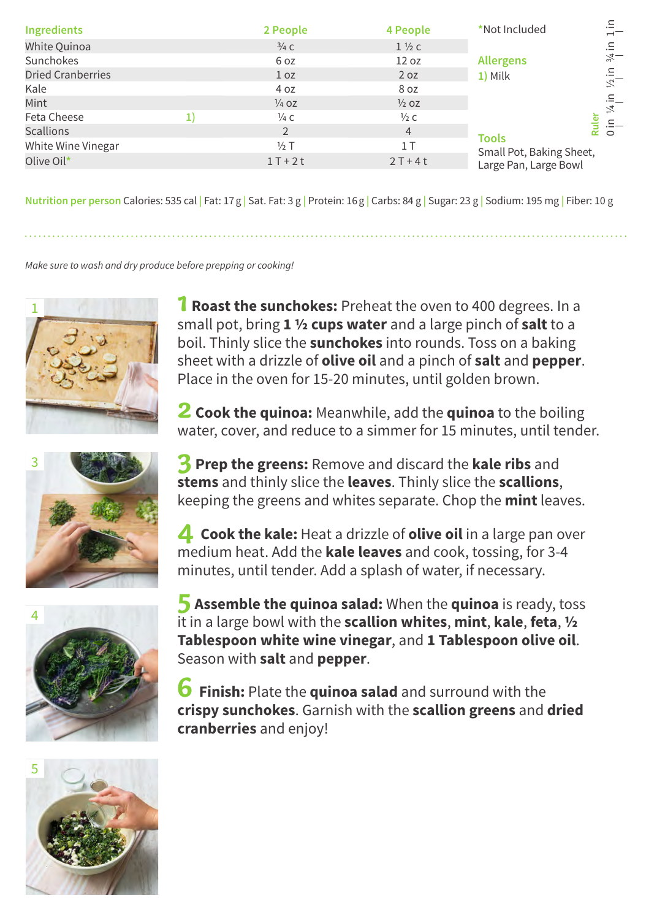| Ingredients | | 2 People | 4 People |
|---|---|---|---|
| White Quinoa | | ¾ c | 1 ½ c |
| Sunchokes | | 6 oz | 12 oz |
| Dried Cranberries | | 1 oz | 2 oz |
| Kale | | 4 oz | 8 oz |
| Mint | | ¼ oz | ½ oz |
| Feta Cheese | 1) | ¼ c | ½ c |
| Scallions | | 2 | 4 |
| White Wine Vinegar | | ½ T | 1 T |
| Olive Oil* | | 1 T + 2 t | 2 T + 4 t |

*Not Included

**Allergens**
1) Milk

**Tools**
Small Pot, Baking Sheet, Large Pan, Large Bowl

Ruler
0 in ¼ in ½ in ¾ in 1 in

**Nutrition per person** Calories: 535 cal | Fat: 17 g | Sat. Fat: 3 g | Protein: 16 g | Carbs: 84 g | Sugar: 23 g | Sodium: 195 mg | Fiber: 10 g

*Make sure to wash and dry produce before prepping or cooking!*

1 **Roast the sunchokes:** Preheat the oven to 400 degrees. In a small pot, bring **1 ½ cups water** and a large pinch of **salt** to a boil. Thinly slice the **sunchokes** into rounds. Toss on a baking sheet with a drizzle of **olive oil** and a pinch of **salt** and **pepper**. Place in the oven for 15-20 minutes, until golden brown.

2 **Cook the quinoa:** Meanwhile, add the **quinoa** to the boiling water, cover, and reduce to a simmer for 15 minutes, until tender.

3 **Prep the greens:** Remove and discard the **kale ribs** and **stems** and thinly slice the **leaves**. Thinly slice the **scallions**, keeping the greens and whites separate. Chop the **mint** leaves.

4 **Cook the kale:** Heat a drizzle of **olive oil** in a large pan over medium heat. Add the **kale leaves** and cook, tossing, for 3-4 minutes, until tender. Add a splash of water, if necessary.

5 **Assemble the quinoa salad:** When the **quinoa** is ready, toss it in a large bowl with the **scallion whites**, **mint**, **kale**, **feta**, **½ Tablespoon white wine vinegar**, and **1 Tablespoon olive oil**. Season with **salt** and **pepper**.

6 **Finish:** Plate the **quinoa salad** and surround with the **crispy sunchokes**. Garnish with the **scallion greens** and **dried cranberries** and enjoy!